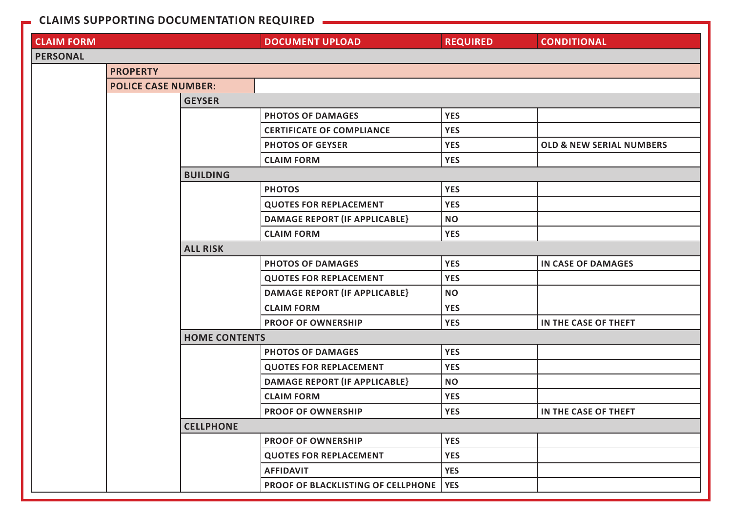## CLAIMS SUPPORTING DOCUMENTATION REQUIRED

| CLAIM FORM | | | DOCUMENT UPLOAD | REQUIRED | CONDITIONAL |
|---|---|---|---|---|---|
| **PERSONAL** | | | | | |
| | **PROPERTY** | | | | |
| | **POLICE CASE NUMBER:** | | | | |
| | | **GEYSER** | | | |
| | | | PHOTOS OF DAMAGES | YES | |
| | | | CERTIFICATE OF COMPLIANCE | YES | |
| | | | PHOTOS OF GEYSER | YES | OLD & NEW SERIAL NUMBERS |
| | | | CLAIM FORM | YES | |
| | | **BUILDING** | | | |
| | | | PHOTOS | YES | |
| | | | QUOTES FOR REPLACEMENT | YES | |
| | | | DAMAGE REPORT (IF APPLICABLE} | NO | |
| | | | CLAIM FORM | YES | |
| | | **ALL RISK** | | | |
| | | | PHOTOS OF DAMAGES | YES | IN CASE OF DAMAGES |
| | | | QUOTES FOR REPLACEMENT | YES | |
| | | | DAMAGE REPORT (IF APPLICABLE} | NO | |
| | | | CLAIM FORM | YES | |
| | | | PROOF OF OWNERSHIP | YES | IN THE CASE OF THEFT |
| | | **HOME CONTENTS** | | | |
| | | | PHOTOS OF DAMAGES | YES | |
| | | | QUOTES FOR REPLACEMENT | YES | |
| | | | DAMAGE REPORT (IF APPLICABLE} | NO | |
| | | | CLAIM FORM | YES | |
| | | | PROOF OF OWNERSHIP | YES | IN THE CASE OF THEFT |
| | | **CELLPHONE** | | | |
| | | | PROOF OF OWNERSHIP | YES | |
| | | | QUOTES FOR REPLACEMENT | YES | |
| | | | AFFIDAVIT | YES | |
| | | | PROOF OF BLACKLISTING OF CELLPHONE | YES | |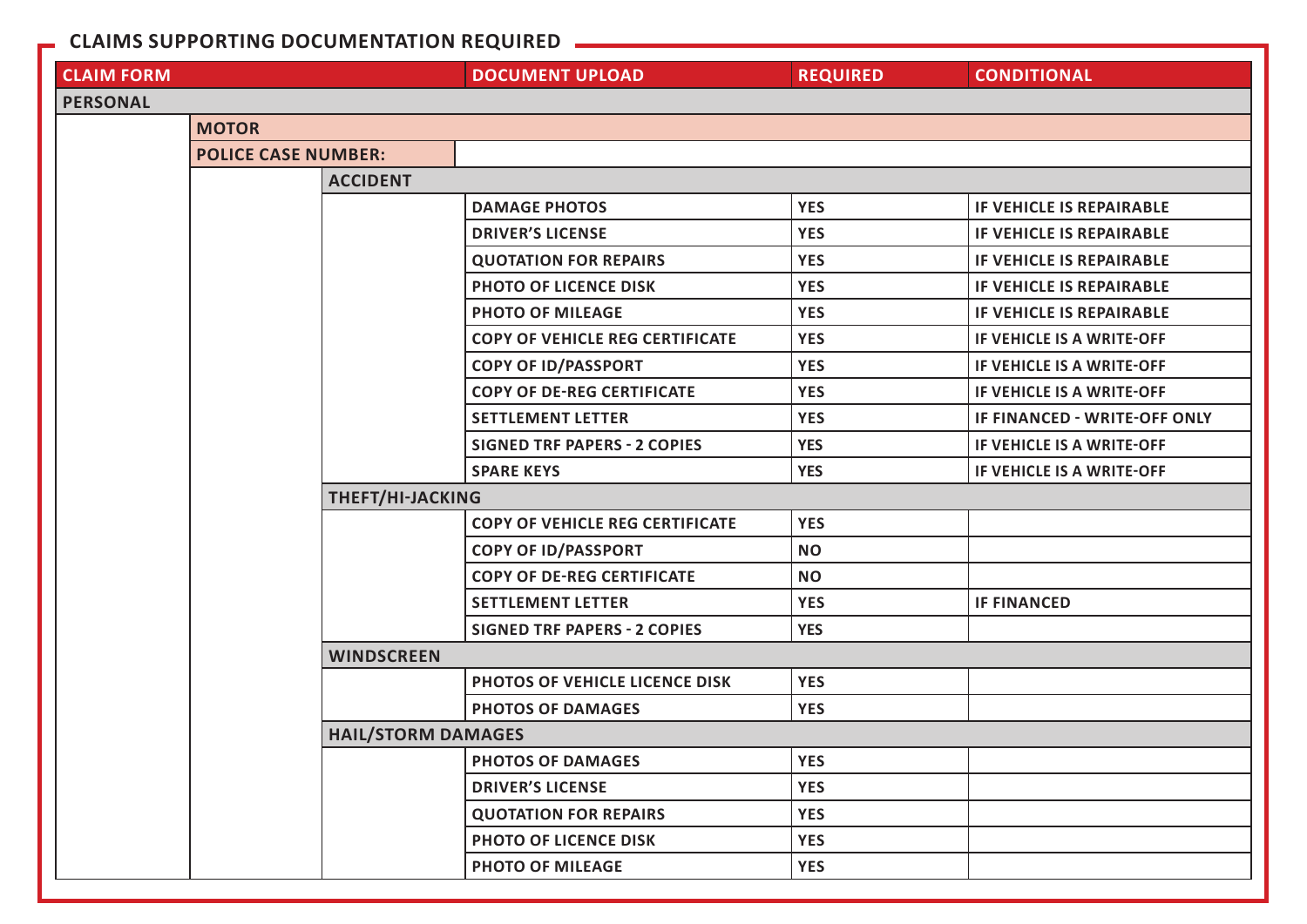## CLAIMS SUPPORTING DOCUMENTATION REQUIRED

| CLAIM FORM | | | DOCUMENT UPLOAD | REQUIRED | CONDITIONAL |
|---|---|---|---|---|---|
| PERSONAL | | | | | |
| | MOTOR | | | | |
| | POLICE CASE NUMBER: | | | | |
| | | ACCIDENT | | | |
| | | | DAMAGE PHOTOS | YES | IF VEHICLE IS REPAIRABLE |
| | | | DRIVER'S LICENSE | YES | IF VEHICLE IS REPAIRABLE |
| | | | QUOTATION FOR REPAIRS | YES | IF VEHICLE IS REPAIRABLE |
| | | | PHOTO OF LICENCE DISK | YES | IF VEHICLE IS REPAIRABLE |
| | | | PHOTO OF MILEAGE | YES | IF VEHICLE IS REPAIRABLE |
| | | | COPY OF VEHICLE REG CERTIFICATE | YES | IF VEHICLE IS A WRITE-OFF |
| | | | COPY OF ID/PASSPORT | YES | IF VEHICLE IS A WRITE-OFF |
| | | | COPY OF DE-REG CERTIFICATE | YES | IF VEHICLE IS A WRITE-OFF |
| | | | SETTLEMENT LETTER | YES | IF FINANCED - WRITE-OFF ONLY |
| | | | SIGNED TRF PAPERS - 2 COPIES | YES | IF VEHICLE IS A WRITE-OFF |
| | | | SPARE KEYS | YES | IF VEHICLE IS A WRITE-OFF |
| | | THEFT/HI-JACKING | | | |
| | | | COPY OF VEHICLE REG CERTIFICATE | YES | |
| | | | COPY OF ID/PASSPORT | NO | |
| | | | COPY OF DE-REG CERTIFICATE | NO | |
| | | | SETTLEMENT LETTER | YES | IF FINANCED |
| | | | SIGNED TRF PAPERS - 2 COPIES | YES | |
| | | WINDSCREEN | | | |
| | | | PHOTOS OF VEHICLE LICENCE DISK | YES | |
| | | | PHOTOS OF DAMAGES | YES | |
| | | HAIL/STORM DAMAGES | | | |
| | | | PHOTOS OF DAMAGES | YES | |
| | | | DRIVER'S LICENSE | YES | |
| | | | QUOTATION FOR REPAIRS | YES | |
| | | | PHOTO OF LICENCE DISK | YES | |
| | | | PHOTO OF MILEAGE | YES | |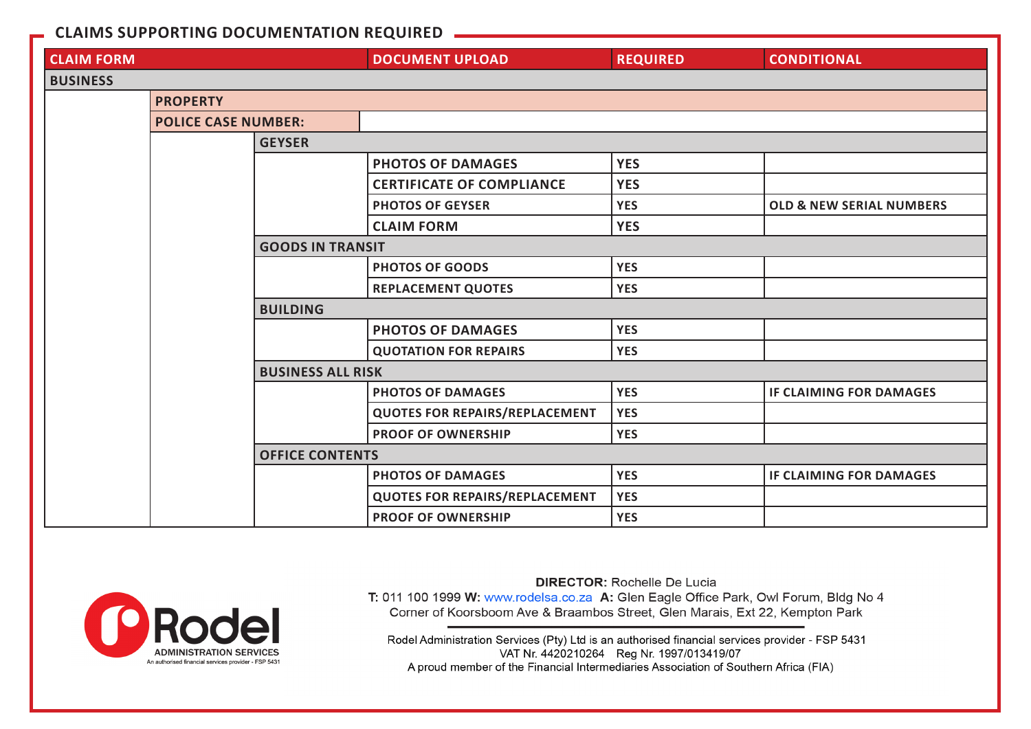## CLAIMS SUPPORTING DOCUMENTATION REQUIRED

| CLAIM FORM | | | DOCUMENT UPLOAD | REQUIRED | CONDITIONAL |
|---|---|---|---|---|---|
| **BUSINESS** | | | | | |
| | **PROPERTY** | | | | |
| | **POLICE CASE NUMBER:** | | | | |
| | | **GEYSER** | | | |
| | | | PHOTOS OF DAMAGES | YES | |
| | | | CERTIFICATE OF COMPLIANCE | YES | |
| | | | PHOTOS OF GEYSER | YES | OLD & NEW SERIAL NUMBERS |
| | | | CLAIM FORM | YES | |
| | | **GOODS IN TRANSIT** | | | |
| | | | PHOTOS OF GOODS | YES | |
| | | | REPLACEMENT QUOTES | YES | |
| | | **BUILDING** | | | |
| | | | PHOTOS OF DAMAGES | YES | |
| | | | QUOTATION FOR REPAIRS | YES | |
| | | **BUSINESS ALL RISK** | | | |
| | | | PHOTOS OF DAMAGES | YES | IF CLAIMING FOR DAMAGES |
| | | | QUOTES FOR REPAIRS/REPLACEMENT | YES | |
| | | | PROOF OF OWNERSHIP | YES | |
| | | **OFFICE CONTENTS** | | | |
| | | | PHOTOS OF DAMAGES | YES | IF CLAIMING FOR DAMAGES |
| | | | QUOTES FOR REPAIRS/REPLACEMENT | YES | |
| | | | PROOF OF OWNERSHIP | YES | |

Rodel
ADMINISTRATION SERVICES
An authorised financial services provider - FSP 5431

**DIRECTOR:** Rochelle De Lucia
**T:** 011 100 1999 **W:** www.rodelsa.co.za **A:** Glen Eagle Office Park, Owl Forum, Bldg No 4
Corner of Koorsboom Ave & Braambos Street, Glen Marais, Ext 22, Kempton Park

Rodel Administration Services (Pty) Ltd is an authorised financial services provider - FSP 5431
VAT Nr. 4420210264 Reg Nr. 1997/013419/07
A proud member of the Financial Intermediaries Association of Southern Africa (FIA)